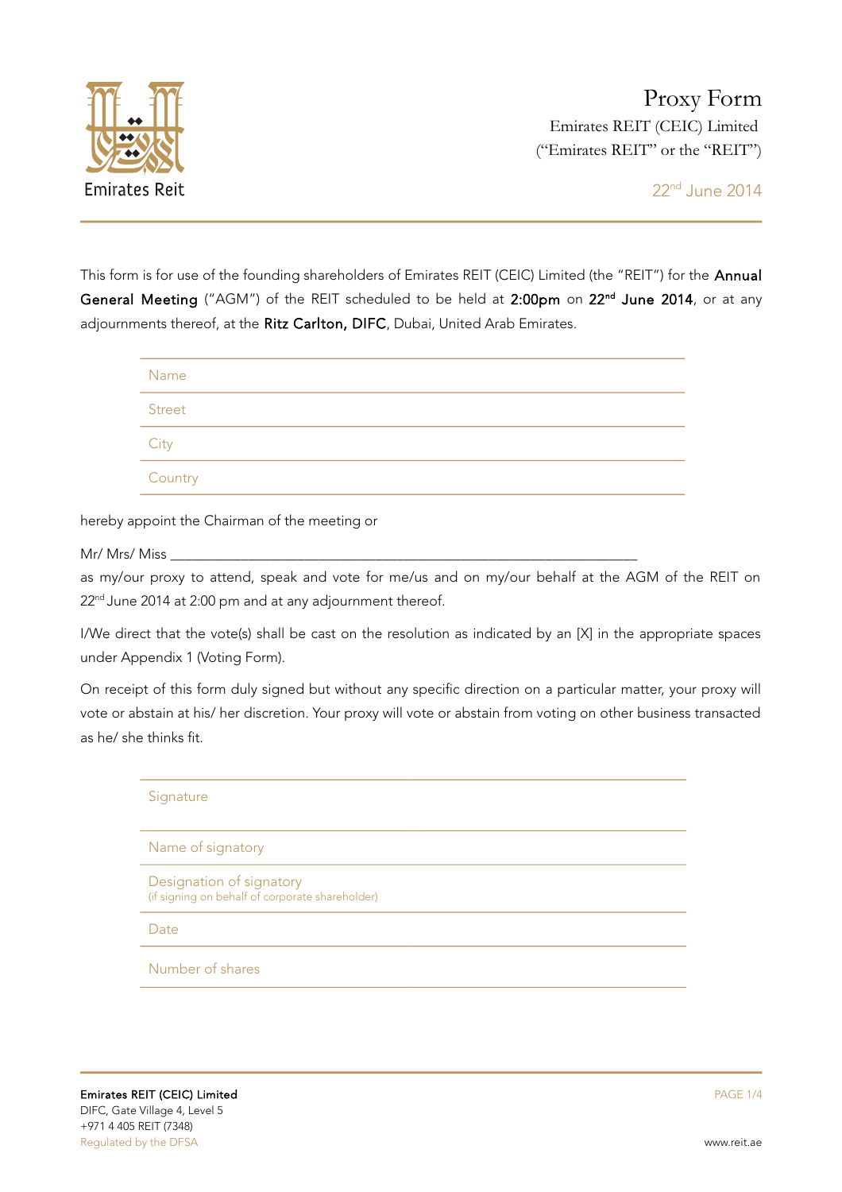# Proxy Form

Emirates REIT (CEIC) Limited
("Emirates REIT" or the "REIT")

22nd June 2014

This form is for use of the founding shareholders of Emirates REIT (CEIC) Limited (the "REIT") for the **Annual General Meeting** ("AGM") of the REIT scheduled to be held at **2:00pm** on **22nd June 2014**, or at any adjournments thereof, at the **Ritz Carlton, DIFC**, Dubai, United Arab Emirates.

| |
|---|
| Name |
| Street |
| City |
| Country |

hereby appoint the Chairman of the meeting or

Mr/ Mrs/ Miss ________________________________________________________________

as my/our proxy to attend, speak and vote for me/us and on my/our behalf at the AGM of the REIT on 22nd June 2014 at 2:00 pm and at any adjournment thereof.

I/We direct that the vote(s) shall be cast on the resolution as indicated by an [X] in the appropriate spaces under Appendix 1 (Voting Form).

On receipt of this form duly signed but without any specific direction on a particular matter, your proxy will vote or abstain at his/ her discretion. Your proxy will vote or abstain from voting on other business transacted as he/ she thinks fit.

| |
|---|
| Signature |
| Name of signatory |
| Designation of signatory (if signing on behalf of corporate shareholder) |
| Date |
| Number of shares |

**Emirates REIT (CEIC) Limited**
DIFC, Gate Village 4, Level 5
+971 4 405 REIT (7348)
Regulated by the DFSA

www.reit.ae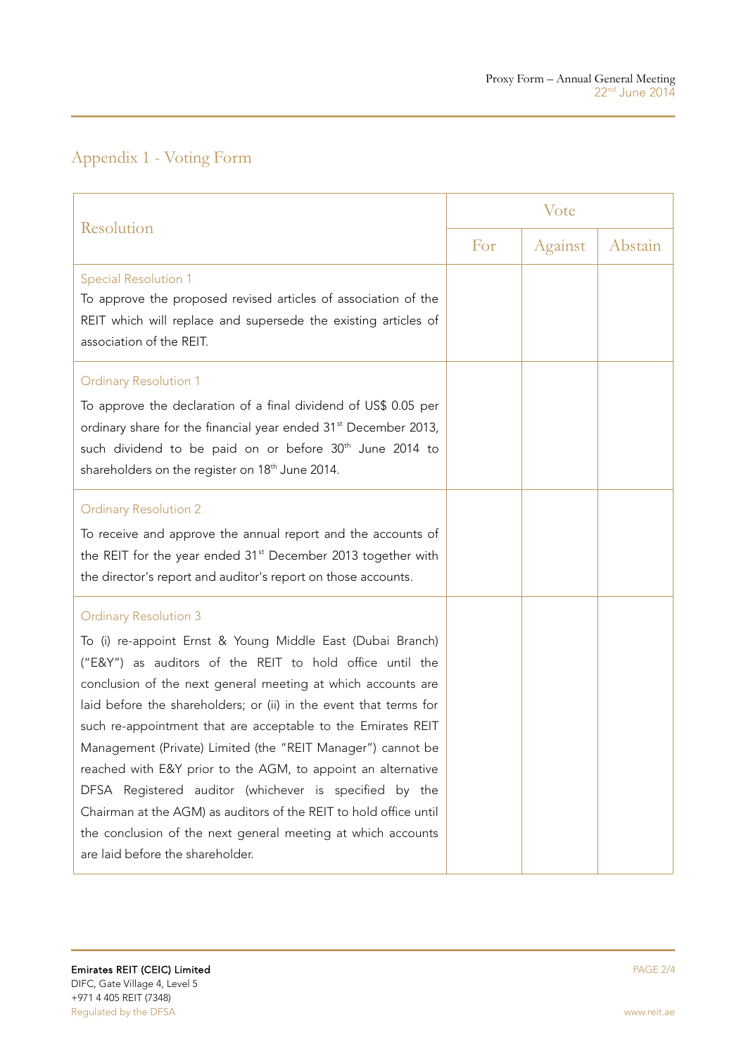## Appendix 1 - Voting Form

| Resolution | Vote | | |
|---|---|---|---|
| | For | Against | Abstain |
| Special Resolution 1<br>To approve the proposed revised articles of association of the REIT which will replace and supersede the existing articles of association of the REIT. | | | |
| Ordinary Resolution 1<br>To approve the declaration of a final dividend of US$ 0.05 per ordinary share for the financial year ended 31st December 2013, such dividend to be paid on or before 30th June 2014 to shareholders on the register on 18th June 2014. | | | |
| Ordinary Resolution 2<br>To receive and approve the annual report and the accounts of the REIT for the year ended 31st December 2013 together with the director's report and auditor's report on those accounts. | | | |
| Ordinary Resolution 3<br>To (i) re-appoint Ernst & Young Middle East (Dubai Branch) ("E&Y") as auditors of the REIT to hold office until the conclusion of the next general meeting at which accounts are laid before the shareholders; or (ii) in the event that terms for such re-appointment that are acceptable to the Emirates REIT Management (Private) Limited (the "REIT Manager") cannot be reached with E&Y prior to the AGM, to appoint an alternative DFSA Registered auditor (whichever is specified by the Chairman at the AGM) as auditors of the REIT to hold office until the conclusion of the next general meeting at which accounts are laid before the shareholder. | | | |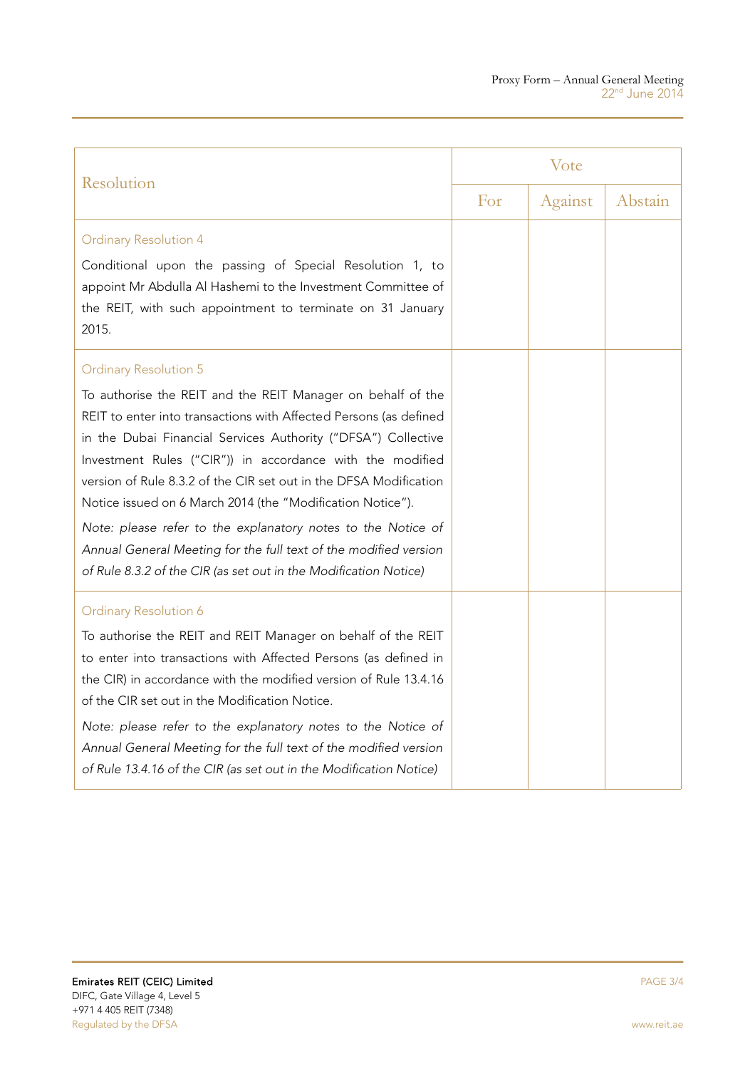| Resolution | Vote | | |
|---|---|---|---|
| | For | Against | Abstain |
| Ordinary Resolution 4<br><br>Conditional upon the passing of Special Resolution 1, to appoint Mr Abdulla Al Hashemi to the Investment Committee of the REIT, with such appointment to terminate on 31 January 2015. | | | |
| Ordinary Resolution 5<br><br>To authorise the REIT and the REIT Manager on behalf of the REIT to enter into transactions with Affected Persons (as defined in the Dubai Financial Services Authority ("DFSA") Collective Investment Rules ("CIR")) in accordance with the modified version of Rule 8.3.2 of the CIR set out in the DFSA Modification Notice issued on 6 March 2014 (the "Modification Notice").<br><br>*Note: please refer to the explanatory notes to the Notice of Annual General Meeting for the full text of the modified version of Rule 8.3.2 of the CIR (as set out in the Modification Notice)* | | | |
| Ordinary Resolution 6<br><br>To authorise the REIT and REIT Manager on behalf of the REIT to enter into transactions with Affected Persons (as defined in the CIR) in accordance with the modified version of Rule 13.4.16 of the CIR set out in the Modification Notice.<br><br>*Note: please refer to the explanatory notes to the Notice of Annual General Meeting for the full text of the modified version of Rule 13.4.16 of the CIR (as set out in the Modification Notice)* | | | |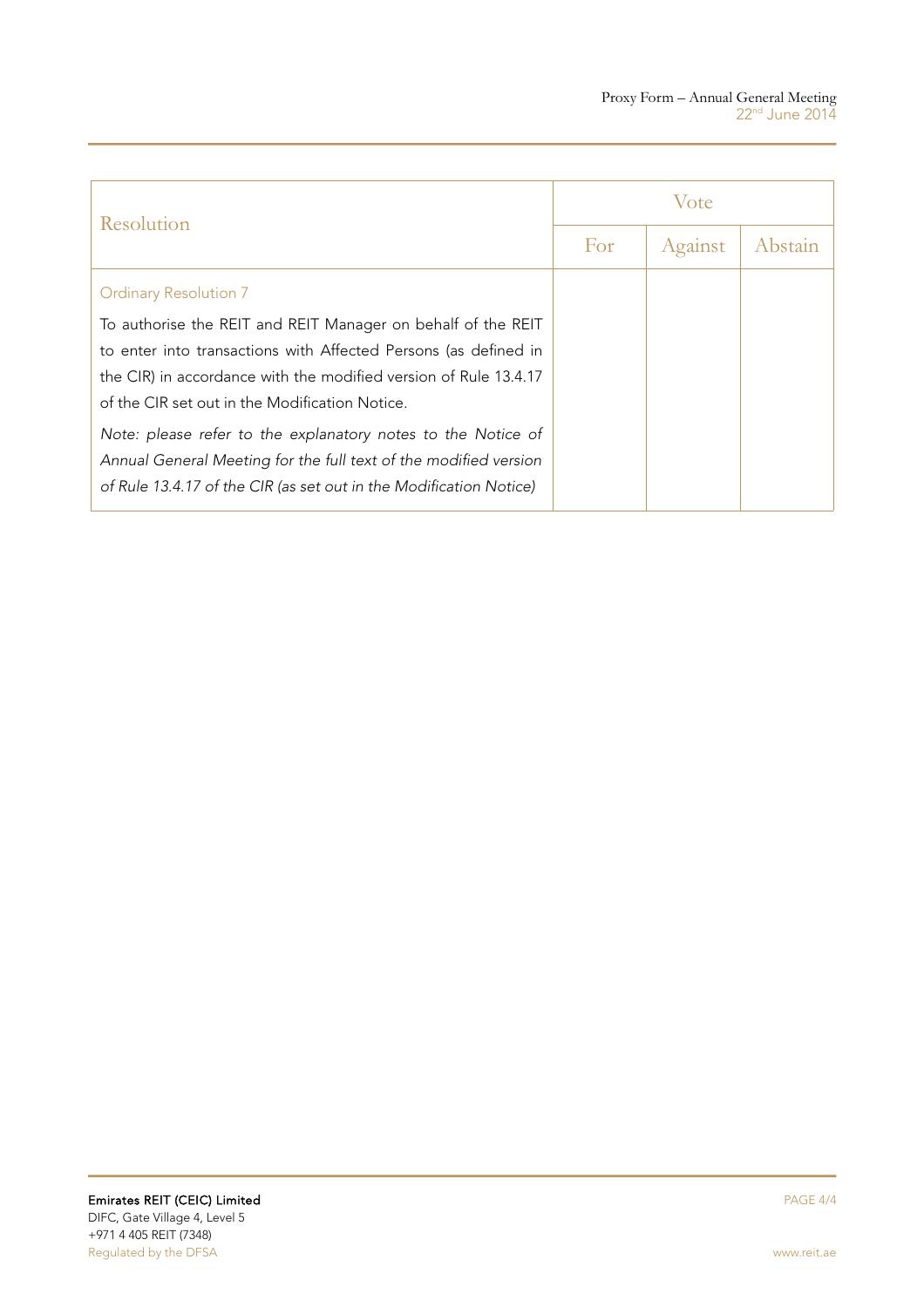| Resolution | Vote | | |
|---|---|---|---|
| | For | Against | Abstain |
| Ordinary Resolution 7<br><br>To authorise the REIT and REIT Manager on behalf of the REIT to enter into transactions with Affected Persons (as defined in the CIR) in accordance with the modified version of Rule 13.4.17 of the CIR set out in the Modification Notice.<br><br>*Note: please refer to the explanatory notes to the Notice of Annual General Meeting for the full text of the modified version of Rule 13.4.17 of the CIR (as set out in the Modification Notice)* | | | |